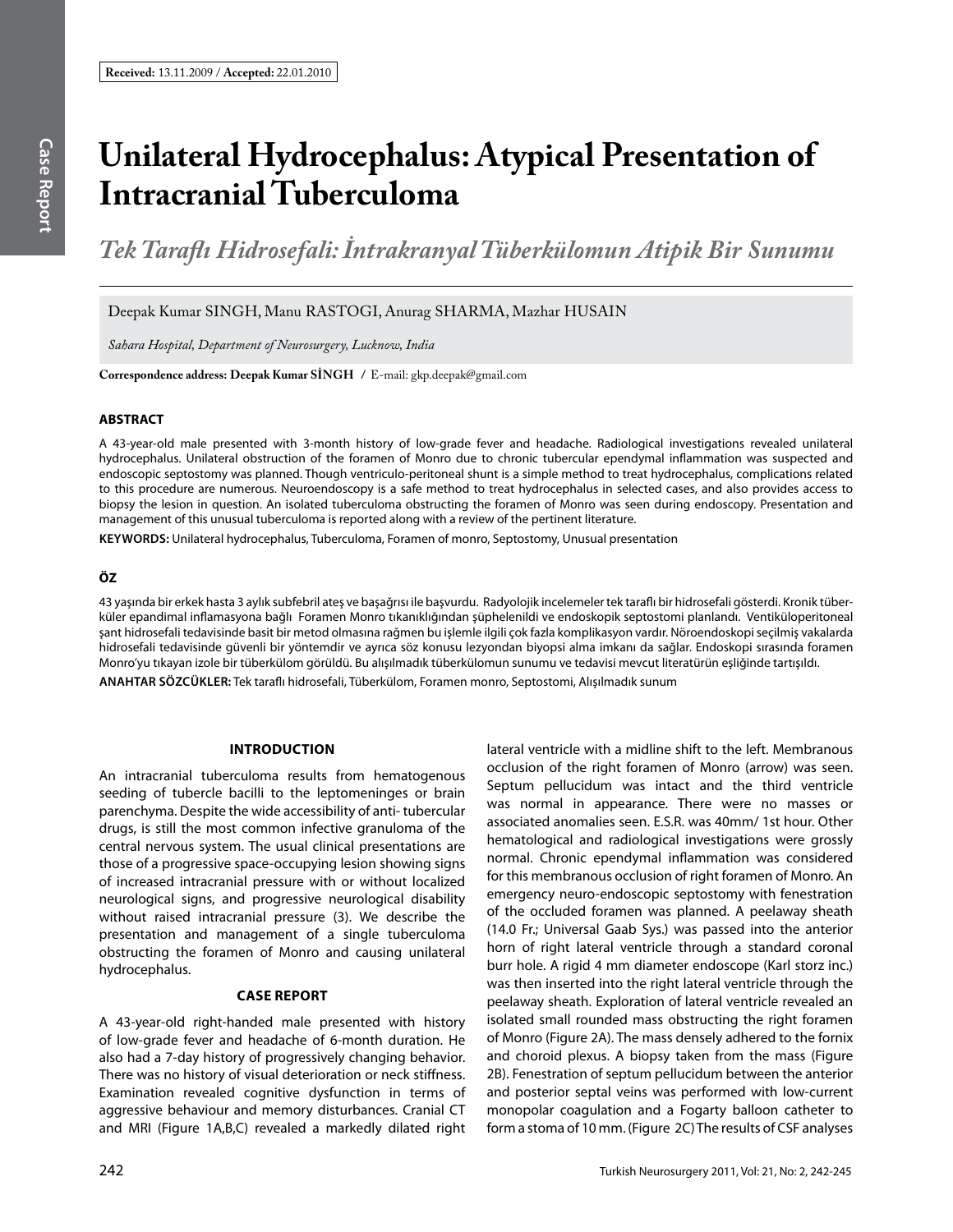**Received:** 13.11.2009 / **Accepted:** 22.01.2010

# Unilateral Hydrocephalus: Atypical Presentation of Intracranial Tuberculoma

## *Tek Taraflı Hidrosefali: İntrakranyal Tüberkülomun Atipik Bir Sunumu*

Deepak Kumar SINGH, Manu RASTOGI, Anurag SHARMA, Mazhar HUSAIN

*Sahara Hospital, Department of Neurosurgery, Lucknow, India*

**Correspondence address: Deepak Kumar SİNGH** / E-mail: gkp.deepak@gmail.com

### ABSTRACT

A 43-year-old male presented with 3-month history of low-grade fever and headache. Radiological investigations revealed unilateral hydrocephalus. Unilateral obstruction of the foramen of Monro due to chronic tubercular ependymal inflammation was suspected and endoscopic septostomy was planned. Though ventriculo-peritoneal shunt is a simple method to treat hydrocephalus, complications related to this procedure are numerous. Neuroendoscopy is a safe method to treat hydrocephalus in selected cases, and also provides access to biopsy the lesion in question. An isolated tuberculoma obstructing the foramen of Monro was seen during endoscopy. Presentation and management of this unusual tuberculoma is reported along with a review of the pertinent literature.

**KEYWORDS:** Unilateral hydrocephalus, Tuberculoma, Foramen of monro, Septostomy, Unusual presentation

### ÖZ

43 yaşında bir erkek hasta 3 aylık subfebril ateş ve başağrısı ile başvurdu. Radyolojik incelemeler tek taraflı bir hidrosefali gösterdi. Kronik tüberküler epandimal inflamasyona bağlı Foramen Monro tıkanıklığından şüphelenildi ve endoskopik septostomi planlandı. Ventiküloperitoneal şant hidrosefali tedavisinde basit bir metod olmasına rağmen bu işlemle ilgili çok fazla komplikasyon vardır. Nöroendoskopi seçilmiş vakalarda hidrosefali tedavisinde güvenli bir yöntemdir ve ayrıca söz konusu lezyondan biyopsi alma imkanı da sağlar. Endoskopi sırasında foramen Monro'yu tıkayan izole bir tüberkülom görüldü. Bu alışılmadık tüberkülomun sunumu ve tedavisi mevcut literatürün eşliğinde tartışıldı.

**ANAHTAR SÖZCÜKLER:** Tek taraflı hidrosefali, Tüberkülom, Foramen monro, Septostomi, Alışılmadık sunum

### INTRODUCTION

An intracranial tuberculoma results from hematogenous seeding of tubercle bacilli to the leptomeninges or brain parenchyma. Despite the wide accessibility of anti- tubercular drugs, is still the most common infective granuloma of the central nervous system. The usual clinical presentations are those of a progressive space-occupying lesion showing signs of increased intracranial pressure with or without localized neurological signs, and progressive neurological disability without raised intracranial pressure (3). We describe the presentation and management of a single tuberculoma obstructing the foramen of Monro and causing unilateral hydrocephalus.

### CASE REPORT

A 43-year-old right-handed male presented with history of low-grade fever and headache of 6-month duration. He also had a 7-day history of progressively changing behavior. There was no history of visual deterioration or neck stiffness. Examination revealed cognitive dysfunction in terms of aggressive behaviour and memory disturbances. Cranial CT and MRI (Figure 1A,B,C) revealed a markedly dilated right lateral ventricle with a midline shift to the left. Membranous occlusion of the right foramen of Monro (arrow) was seen. Septum pellucidum was intact and the third ventricle was normal in appearance. There were no masses or associated anomalies seen. E.S.R. was 40mm/ 1st hour. Other hematological and radiological investigations were grossly normal. Chronic ependymal inflammation was considered for this membranous occlusion of right foramen of Monro. An emergency neuro-endoscopic septostomy with fenestration of the occluded foramen was planned. A peelaway sheath (14.0 Fr.; Universal Gaab Sys.) was passed into the anterior horn of right lateral ventricle through a standard coronal burr hole. A rigid 4 mm diameter endoscope (Karl storz inc.) was then inserted into the right lateral ventricle through the peelaway sheath. Exploration of lateral ventricle revealed an isolated small rounded mass obstructing the right foramen of Monro (Figure 2A). The mass densely adhered to the fornix and choroid plexus. A biopsy taken from the mass (Figure 2B). Fenestration of septum pellucidum between the anterior and posterior septal veins was performed with low-current monopolar coagulation and a Fogarty balloon catheter to form a stoma of 10 mm. (Figure 2C) The results of CSF analyses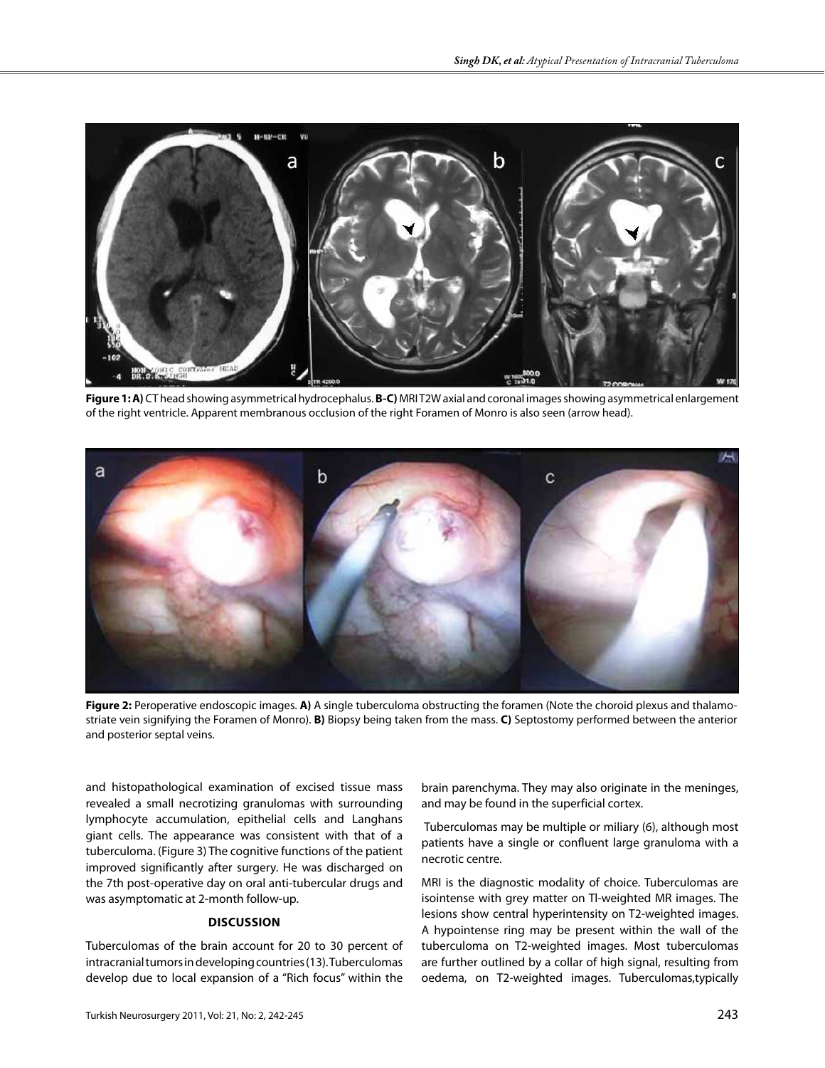**Figure 1: A)** CT head showing asymmetrical hydrocephalus. **B-C)** MRI T2W axial and coronal images showing asymmetrical enlargement of the right ventricle. Apparent membranous occlusion of the right Foramen of Monro is also seen (arrow head).

**Figure 2:** Peroperative endoscopic images. **A)** A single tuberculoma obstructing the foramen (Note the choroid plexus and thalamostriate vein signifying the Foramen of Monro). **B)** Biopsy being taken from the mass. **C)** Septostomy performed between the anterior and posterior septal veins.

and histopathological examination of excised tissue mass revealed a small necrotizing granulomas with surrounding lymphocyte accumulation, epithelial cells and Langhans giant cells. The appearance was consistent with that of a tuberculoma. (Figure 3) The cognitive functions of the patient improved significantly after surgery. He was discharged on the 7th post-operative day on oral anti-tubercular drugs and was asymptomatic at 2-month follow-up.

## DISCUSSION

Tuberculomas of the brain account for 20 to 30 percent of intracranial tumors in developing countries (13). Tuberculomas develop due to local expansion of a "Rich focus" within the brain parenchyma. They may also originate in the meninges, and may be found in the superficial cortex.

Tuberculomas may be multiple or miliary (6), although most patients have a single or confluent large granuloma with a necrotic centre.

MRI is the diagnostic modality of choice. Tuberculomas are isointense with grey matter on Tl-weighted MR images. The lesions show central hyperintensity on T2-weighted images. A hypointense ring may be present within the wall of the tuberculoma on T2-weighted images. Most tuberculomas are further outlined by a collar of high signal, resulting from oedema, on T2-weighted images. Tuberculomas,typically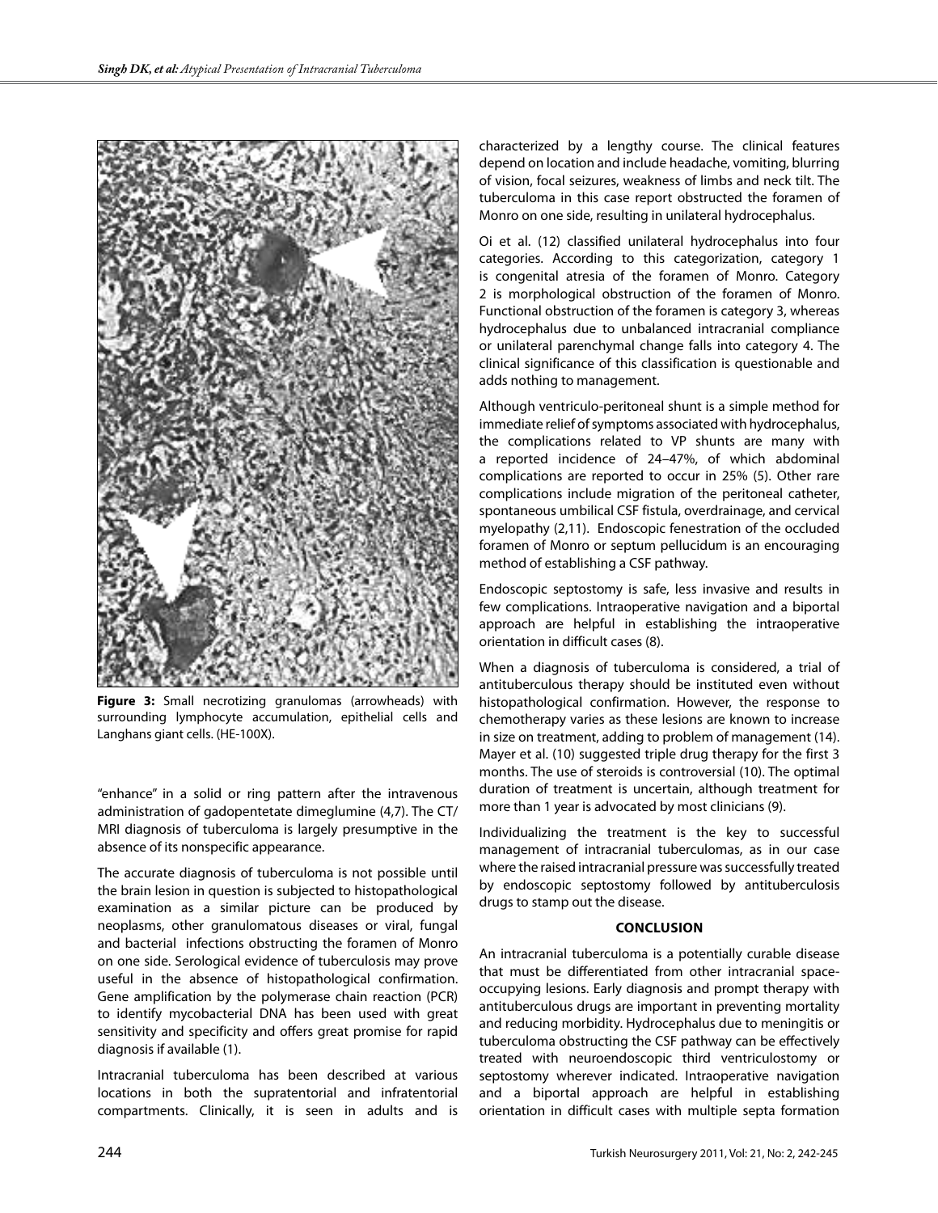**Figure 3:** Small necrotizing granulomas (arrowheads) with surrounding lymphocyte accumulation, epithelial cells and Langhans giant cells. (HE-100X).

"enhance" in a solid or ring pattern after the intravenous administration of gadopentetate dimeglumine (4,7). The CT/MRI diagnosis of tuberculoma is largely presumptive in the absence of its nonspecific appearance.

The accurate diagnosis of tuberculoma is not possible until the brain lesion in question is subjected to histopathological examination as a similar picture can be produced by neoplasms, other granulomatous diseases or viral, fungal and bacterial infections obstructing the foramen of Monro on one side. Serological evidence of tuberculosis may prove useful in the absence of histopathological confirmation. Gene amplification by the polymerase chain reaction (PCR) to identify mycobacterial DNA has been used with great sensitivity and specificity and offers great promise for rapid diagnosis if available (1).

Intracranial tuberculoma has been described at various locations in both the supratentorial and infratentorial compartments. Clinically, it is seen in adults and is characterized by a lengthy course. The clinical features depend on location and include headache, vomiting, blurring of vision, focal seizures, weakness of limbs and neck tilt. The tuberculoma in this case report obstructed the foramen of Monro on one side, resulting in unilateral hydrocephalus.

Oi et al. (12) classified unilateral hydrocephalus into four categories. According to this categorization, category 1 is congenital atresia of the foramen of Monro. Category 2 is morphological obstruction of the foramen of Monro. Functional obstruction of the foramen is category 3, whereas hydrocephalus due to unbalanced intracranial compliance or unilateral parenchymal change falls into category 4. The clinical significance of this classification is questionable and adds nothing to management.

Although ventriculo-peritoneal shunt is a simple method for immediate relief of symptoms associated with hydrocephalus, the complications related to VP shunts are many with a reported incidence of 24–47%, of which abdominal complications are reported to occur in 25% (5). Other rare complications include migration of the peritoneal catheter, spontaneous umbilical CSF fistula, overdrainage, and cervical myelopathy (2,11). Endoscopic fenestration of the occluded foramen of Monro or septum pellucidum is an encouraging method of establishing a CSF pathway.

Endoscopic septostomy is safe, less invasive and results in few complications. Intraoperative navigation and a biportal approach are helpful in establishing the intraoperative orientation in difficult cases (8).

When a diagnosis of tuberculoma is considered, a trial of antituberculous therapy should be instituted even without histopathological confirmation. However, the response to chemotherapy varies as these lesions are known to increase in size on treatment, adding to problem of management (14). Mayer et al. (10) suggested triple drug therapy for the first 3 months. The use of steroids is controversial (10). The optimal duration of treatment is uncertain, although treatment for more than 1 year is advocated by most clinicians (9).

Individualizing the treatment is the key to successful management of intracranial tuberculomas, as in our case where the raised intracranial pressure was successfully treated by endoscopic septostomy followed by antituberculosis drugs to stamp out the disease.

## CONCLUSION

An intracranial tuberculoma is a potentially curable disease that must be differentiated from other intracranial space-occupying lesions. Early diagnosis and prompt therapy with antituberculous drugs are important in preventing mortality and reducing morbidity. Hydrocephalus due to meningitis or tuberculoma obstructing the CSF pathway can be effectively treated with neuroendoscopic third ventriculostomy or septostomy wherever indicated. Intraoperative navigation and a biportal approach are helpful in establishing orientation in difficult cases with multiple septa formation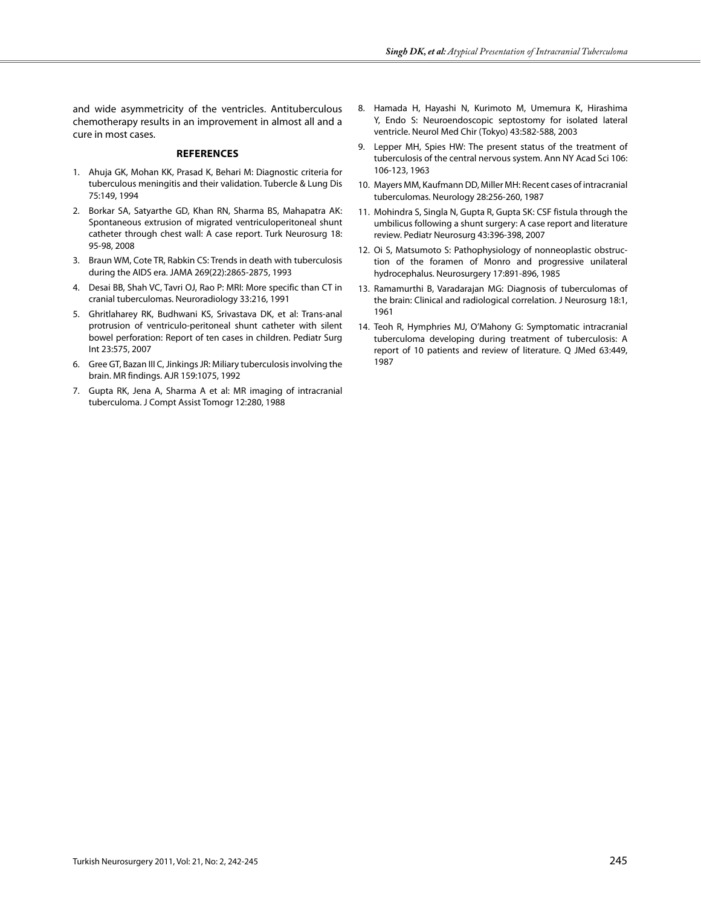and wide asymmetricity of the ventricles. Antituberculous chemotherapy results in an improvement in almost all and a cure in most cases.

## REFERENCES

1. Ahuja GK, Mohan KK, Prasad K, Behari M: Diagnostic criteria for tuberculous meningitis and their validation. Tubercle & Lung Dis 75:149, 1994
2. Borkar SA, Satyarthe GD, Khan RN, Sharma BS, Mahapatra AK: Spontaneous extrusion of migrated ventriculoperitoneal shunt catheter through chest wall: A case report. Turk Neurosurg 18: 95-98, 2008
3. Braun WM, Cote TR, Rabkin CS: Trends in death with tuberculosis during the AIDS era. JAMA 269(22):2865-2875, 1993
4. Desai BB, Shah VC, Tavri OJ, Rao P: MRI: More specific than CT in cranial tuberculomas. Neuroradiology 33:216, 1991
5. Ghritlaharey RK, Budhwani KS, Srivastava DK, et al: Trans-anal protrusion of ventriculo-peritoneal shunt catheter with silent bowel perforation: Report of ten cases in children. Pediatr Surg Int 23:575, 2007
6. Gree GT, Bazan III C, Jinkings JR: Miliary tuberculosis involving the brain. MR findings. AJR 159:1075, 1992
7. Gupta RK, Jena A, Sharma A et al: MR imaging of intracranial tuberculoma. J Compt Assist Tomogr 12:280, 1988
8. Hamada H, Hayashi N, Kurimoto M, Umemura K, Hirashima Y, Endo S: Neuroendoscopic septostomy for isolated lateral ventricle. Neurol Med Chir (Tokyo) 43:582-588, 2003
9. Lepper MH, Spies HW: The present status of the treatment of tuberculosis of the central nervous system. Ann NY Acad Sci 106: 106-123, 1963
10. Mayers MM, Kaufmann DD, Miller MH: Recent cases of intracranial tuberculomas. Neurology 28:256-260, 1987
11. Mohindra S, Singla N, Gupta R, Gupta SK: CSF fistula through the umbilicus following a shunt surgery: A case report and literature review. Pediatr Neurosurg 43:396-398, 2007
12. Oi S, Matsumoto S: Pathophysiology of nonneoplastic obstruction of the foramen of Monro and progressive unilateral hydrocephalus. Neurosurgery 17:891-896, 1985
13. Ramamurthi B, Varadarajan MG: Diagnosis of tuberculomas of the brain: Clinical and radiological correlation. J Neurosurg 18:1, 1961
14. Teoh R, Hymphries MJ, O'Mahony G: Symptomatic intracranial tuberculoma developing during treatment of tuberculosis: A report of 10 patients and review of literature. Q JMed 63:449, 1987